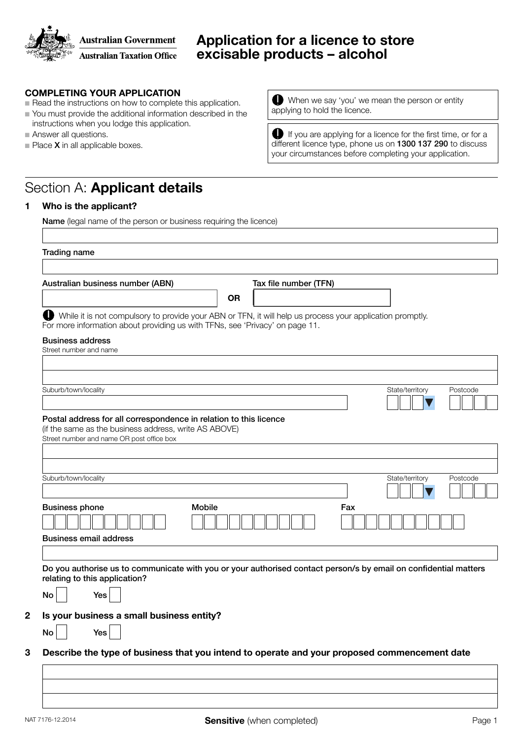Australian Government
Australian Taxation Office

# Application for a licence to store excisable products – alcohol

**COMPLETING YOUR APPLICATION**

- Read the instructions on how to complete this application.
- You must provide the additional information described in the instructions when you lodge this application.
- Answer all questions.
- Place **X** in all applicable boxes.

When we say 'you' we mean the person or entity applying to hold the licence.

If you are applying for a licence for the first time, or for a different licence type, phone us on **1300 137 290** to discuss your circumstances before completing your application.

## Section A: **Applicant details**

**1 Who is the applicant?**

**Name** (legal name of the person or business requiring the licence)

Trading name

Australian business number (ABN) **OR** Tax file number (TFN)

While it is not compulsory to provide your ABN or TFN, it will help us process your application promptly. For more information about providing us with TFNs, see 'Privacy' on page 11.

Business address

Street number and name

Suburb/town/locality State/territory Postcode

Postal address for all correspondence in relation to this licence
(if the same as the business address, write AS ABOVE)

Street number and name OR post office box

Suburb/town/locality State/territory Postcode

Business phone Mobile Fax

Business email address

**Do you authorise us to communicate with you or your authorised contact person/s by email on confidential matters relating to this application?**

No Yes

**2 Is your business a small business entity?**

No Yes

**3 Describe the type of business that you intend to operate and your proposed commencement date**

NAT 7176-12.2014

**Sensitive** (when completed)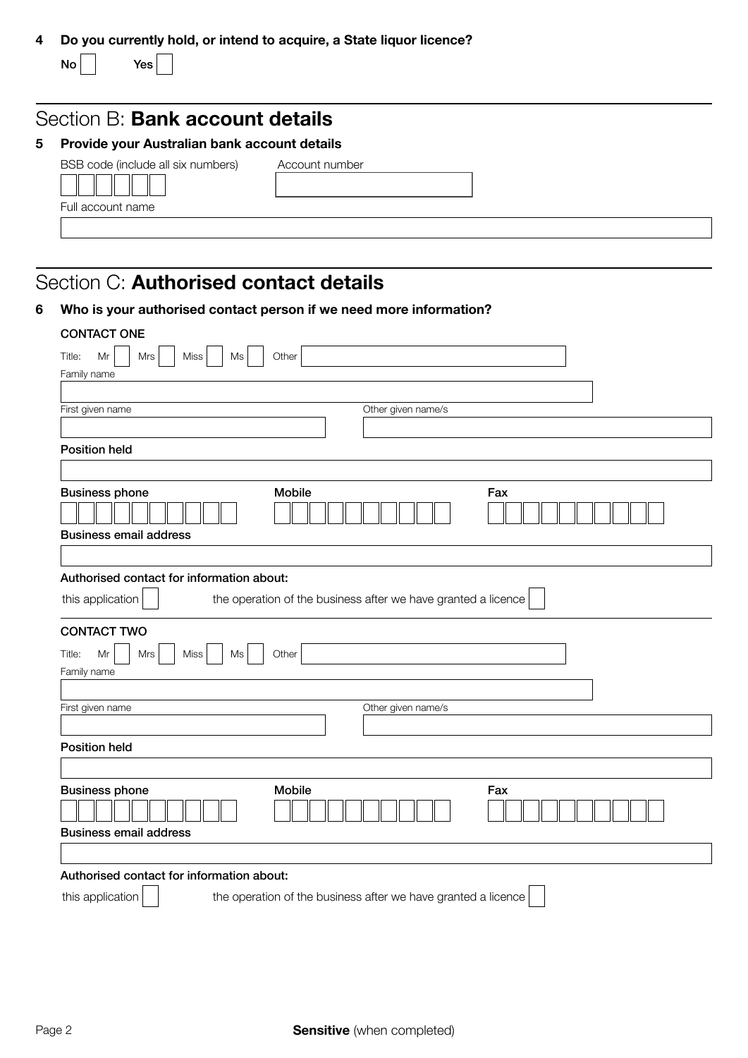**4 Do you currently hold, or intend to acquire, a State liquor licence?**

No ☐ Yes ☐

## Section B: **Bank account details**

**5 Provide your Australian bank account details**

BSB code (include all six numbers)

Account number

Full account name

## Section C: **Authorised contact details**

**6 Who is your authorised contact person if we need more information?**

**CONTACT ONE**

Title: Mr ☐ Mrs ☐ Miss ☐ Ms ☐ Other

Family name

First given name

Other given name/s

**Position held**

**Business phone**

**Mobile**

**Fax**

**Business email address**

**Authorised contact for information about:**

this application ☐ the operation of the business after we have granted a licence ☐

**CONTACT TWO**

Title: Mr ☐ Mrs ☐ Miss ☐ Ms ☐ Other

Family name

First given name

Other given name/s

**Position held**

**Business phone**

**Mobile**

**Fax**

**Business email address**

**Authorised contact for information about:**

this application ☐ the operation of the business after we have granted a licence ☐

**Sensitive** (when completed)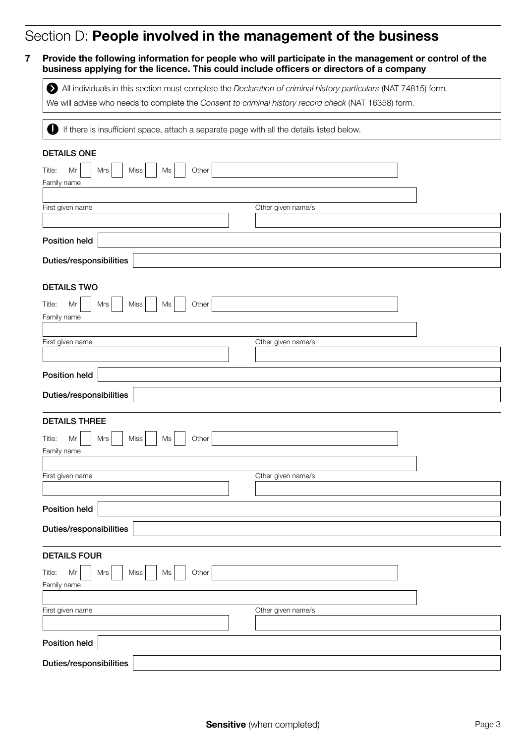# Section D: **People involved in the management of the business**

**7 Provide the following information for people who will participate in the management or control of the business applying for the licence. This could include officers or directors of a company**

All individuals in this section must complete the *Declaration of criminal history particulars* (NAT 74815) form.

We will advise who needs to complete the *Consent to criminal history record check* (NAT 16358) form.

If there is insufficient space, attach a separate page with all the details listed below.

### DETAILS ONE

Title: Mr ☐ Mrs ☐ Miss ☐ Ms ☐ Other ____________

Family name ____________

First given name ____________ Other given name/s ____________

**Position held** ____________

**Duties/responsibilities** ____________

### DETAILS TWO

Title: Mr ☐ Mrs ☐ Miss ☐ Ms ☐ Other ____________

Family name ____________

First given name ____________ Other given name/s ____________

**Position held** ____________

**Duties/responsibilities** ____________

### DETAILS THREE

Title: Mr ☐ Mrs ☐ Miss ☐ Ms ☐ Other ____________

Family name ____________

First given name ____________ Other given name/s ____________

**Position held** ____________

**Duties/responsibilities** ____________

### DETAILS FOUR

Title: Mr ☐ Mrs ☐ Miss ☐ Ms ☐ Other ____________

Family name ____________

First given name ____________ Other given name/s ____________

**Position held** ____________

**Duties/responsibilities** ____________

**Sensitive** (when completed)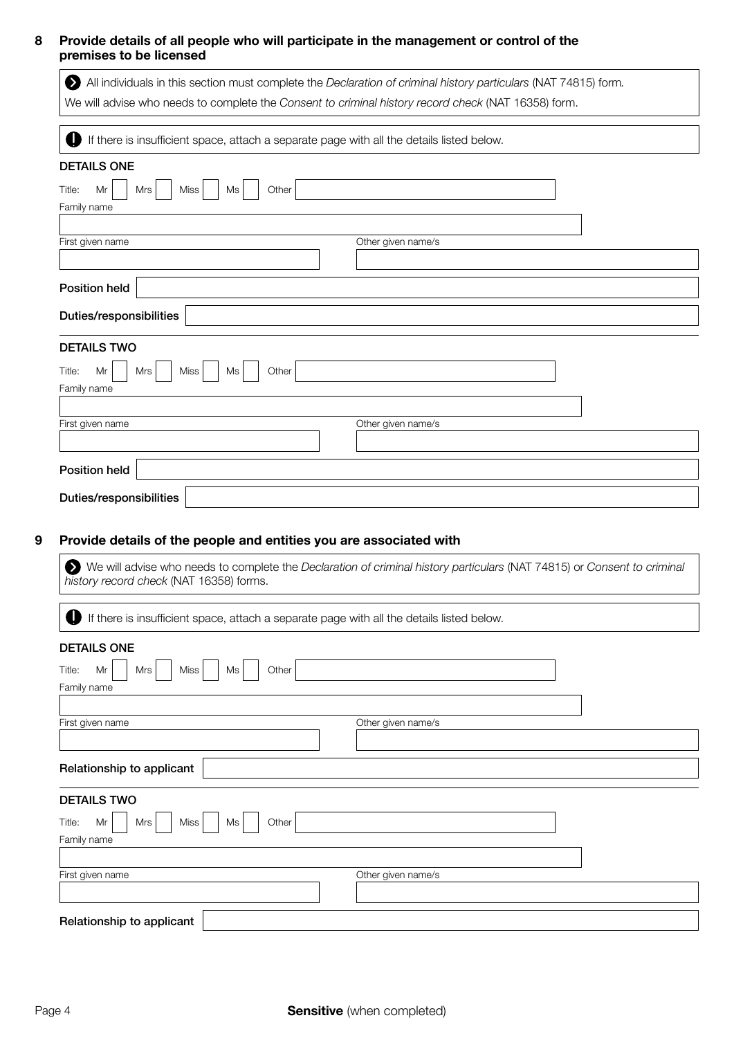## 8 Provide details of all people who will participate in the management or control of the premises to be licensed

All individuals in this section must complete the *Declaration of criminal history particulars* (NAT 74815) form.
We will advise who needs to complete the *Consent to criminal history record check* (NAT 16358) form.

If there is insufficient space, attach a separate page with all the details listed below.

**DETAILS ONE**

Title: Mr ☐ Mrs ☐ Miss ☐ Ms ☐ Other ________

Family name

First given name

Other given name/s

**Position held**

**Duties/responsibilities**

**DETAILS TWO**

Title: Mr ☐ Mrs ☐ Miss ☐ Ms ☐ Other ________

Family name

First given name

Other given name/s

**Position held**

**Duties/responsibilities**

## 9 Provide details of the people and entities you are associated with

We will advise who needs to complete the *Declaration of criminal history particulars* (NAT 74815) or *Consent to criminal history record check* (NAT 16358) forms.

If there is insufficient space, attach a separate page with all the details listed below.

**DETAILS ONE**

Title: Mr ☐ Mrs ☐ Miss ☐ Ms ☐ Other ________

Family name

First given name

Other given name/s

**Relationship to applicant**

**DETAILS TWO**

Title: Mr ☐ Mrs ☐ Miss ☐ Ms ☐ Other ________

Family name

First given name

Other given name/s

**Relationship to applicant**

**Sensitive** (when completed)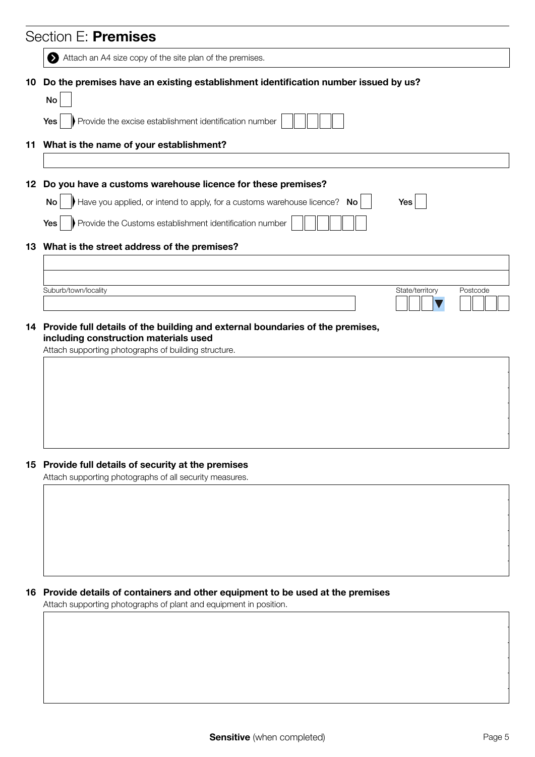## Section E: **Premises**

Attach an A4 size copy of the site plan of the premises.

**10 Do the premises have an existing establishment identification number issued by us?**

No ☐

Yes ☐ Provide the excise establishment identification number

**11 What is the name of your establishment?**

**12 Do you have a customs warehouse licence for these premises?**

No ☐ Have you applied, or intend to apply, for a customs warehouse licence? No ☐ Yes ☐

Yes ☐ Provide the Customs establishment identification number

**13 What is the street address of the premises?**

Suburb/town/locality

State/territory

Postcode

**14 Provide full details of the building and external boundaries of the premises, including construction materials used**

Attach supporting photographs of building structure.

**15 Provide full details of security at the premises**

Attach supporting photographs of all security measures.

**16 Provide details of containers and other equipment to be used at the premises**

Attach supporting photographs of plant and equipment in position.

**Sensitive** (when completed)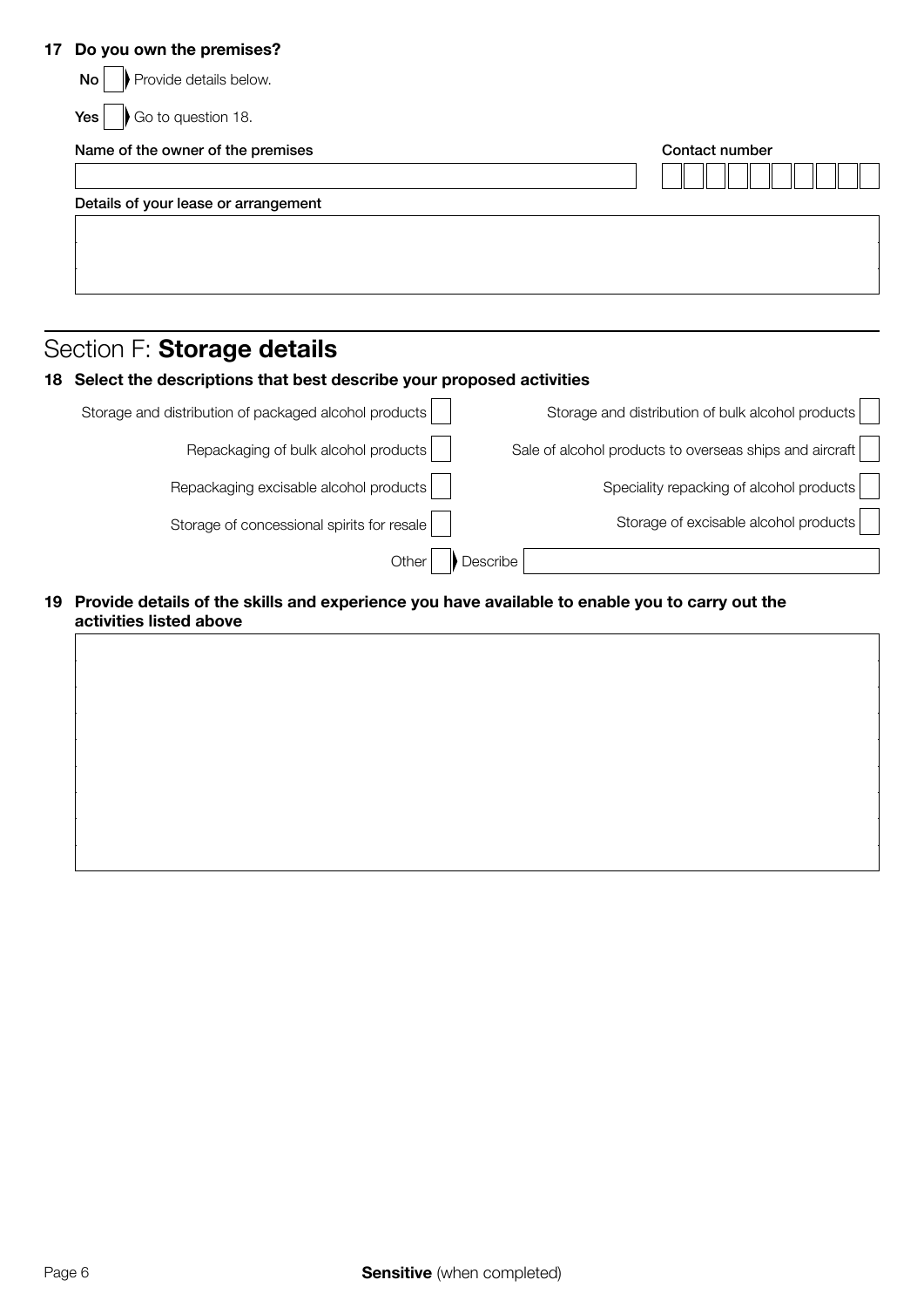**17 Do you own the premises?**

**No** ☐ Provide details below.

**Yes** ☐ Go to question 18.

Name of the owner of the premises

Contact number

Details of your lease or arrangement

# Section F: **Storage details**

**18 Select the descriptions that best describe your proposed activities**

- Storage and distribution of packaged alcohol products ☐
- Storage and distribution of bulk alcohol products ☐
- Repackaging of bulk alcohol products ☐
- Sale of alcohol products to overseas ships and aircraft ☐
- Repackaging excisable alcohol products ☐
- Speciality repacking of alcohol products ☐
- Storage of concessional spirits for resale ☐
- Storage of excisable alcohol products ☐
- Other ☐ Describe

**19 Provide details of the skills and experience you have available to enable you to carry out the activities listed above**

**Sensitive** (when completed)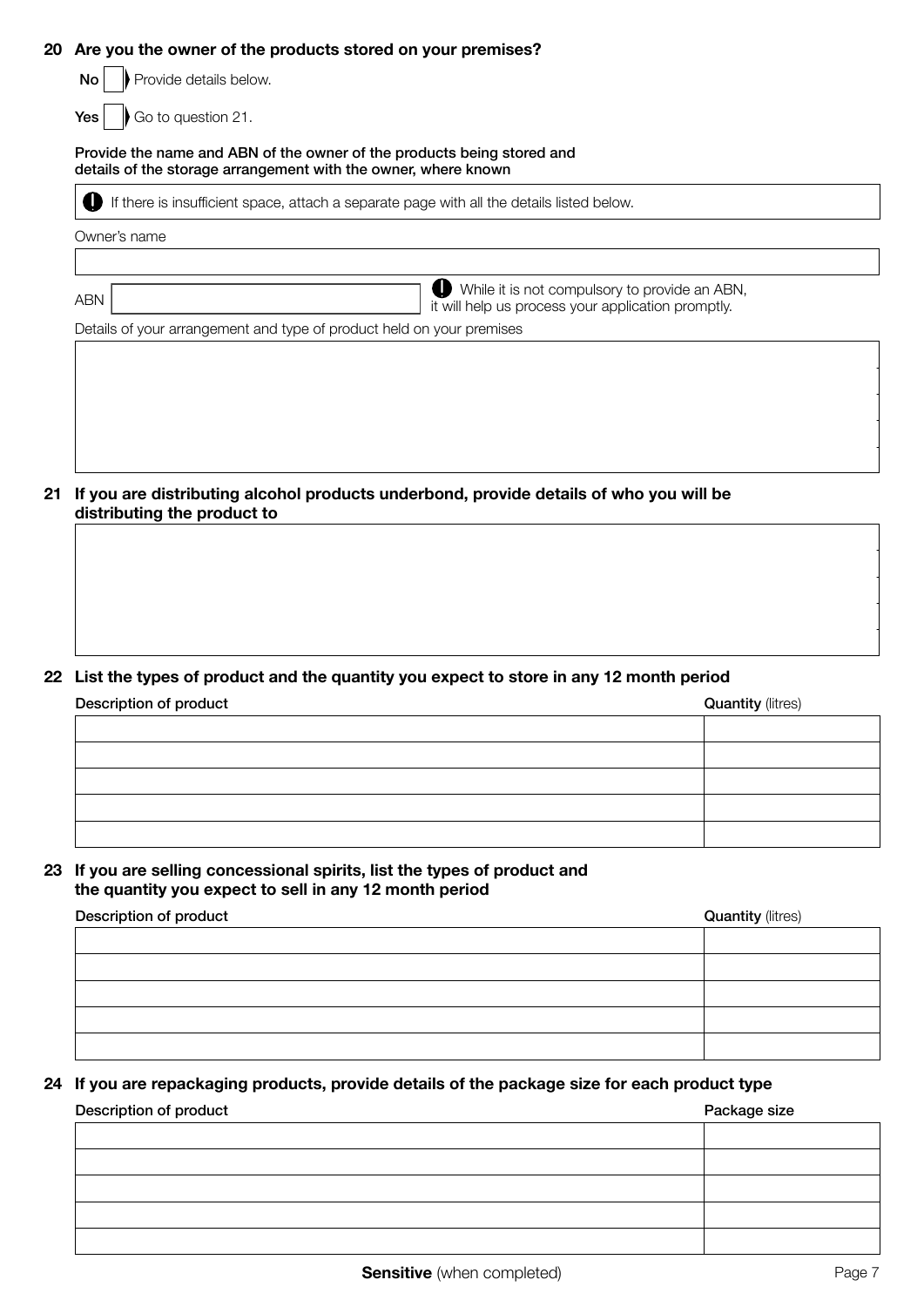**20 Are you the owner of the products stored on your premises?**

**No** ☐ Provide details below.

**Yes** ☐ Go to question 21.

**Provide the name and ABN of the owner of the products being stored and details of the storage arrangement with the owner, where known**

If there is insufficient space, attach a separate page with all the details listed below.

Owner's name

ABN

While it is not compulsory to provide an ABN, it will help us process your application promptly.

Details of your arrangement and type of product held on your premises

**21 If you are distributing alcohol products underbond, provide details of who you will be distributing the product to**

**22 List the types of product and the quantity you expect to store in any 12 month period**

| **Description of product** | **Quantity** (litres) |
| --- | --- |
| | |
| | |
| | |
| | |
| | |

**23 If you are selling concessional spirits, list the types of product and the quantity you expect to sell in any 12 month period**

| **Description of product** | **Quantity** (litres) |
| --- | --- |
| | |
| | |
| | |
| | |
| | |

**24 If you are repackaging products, provide details of the package size for each product type**

| **Description of product** | **Package size** |
| --- | --- |
| | |
| | |
| | |
| | |
| | |

**Sensitive** (when completed)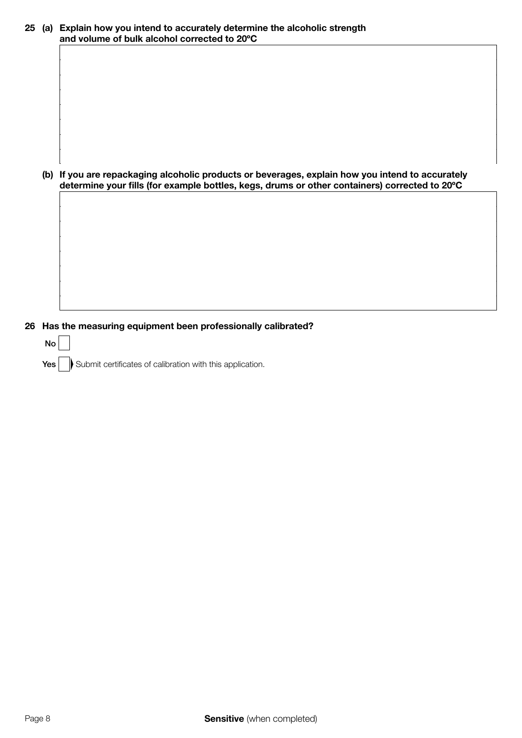**25 (a) Explain how you intend to accurately determine the alcoholic strength and volume of bulk alcohol corrected to 20ºC**

**(b) If you are repackaging alcoholic products or beverages, explain how you intend to accurately determine your fills (for example bottles, kegs, drums or other containers) corrected to 20ºC**

**26 Has the measuring equipment been professionally calibrated?**

**No** ☐

**Yes** ☐ Submit certificates of calibration with this application.

**Sensitive** (when completed)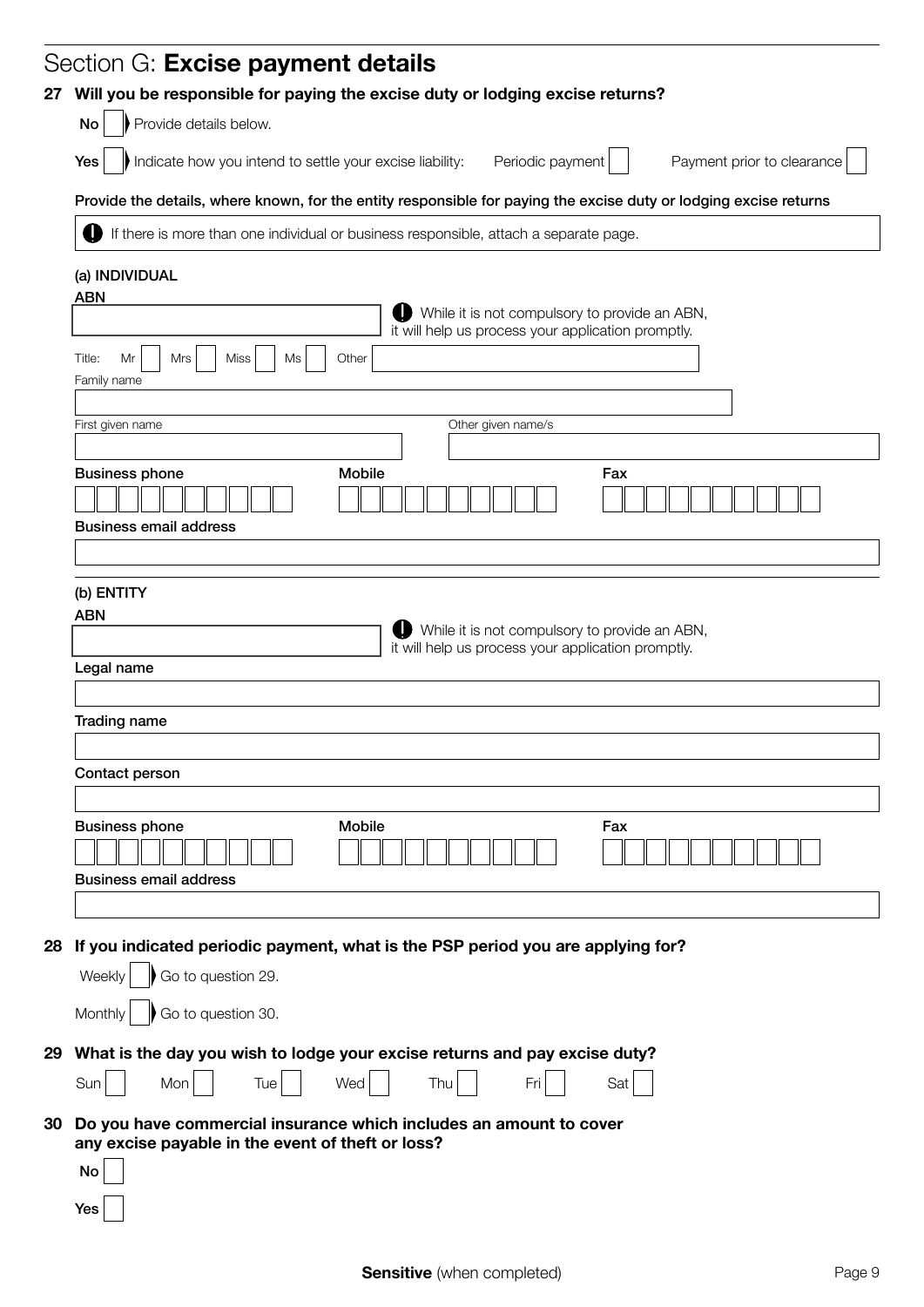# Section G: **Excise payment details**

**27 Will you be responsible for paying the excise duty or lodging excise returns?**

**No** ☐ Provide details below.

**Yes** ☐ Indicate how you intend to settle your excise liability: Periodic payment ☐ Payment prior to clearance ☐

**Provide the details, where known, for the entity responsible for paying the excise duty or lodging excise returns**

> If there is more than one individual or business responsible, attach a separate page.

**(a) INDIVIDUAL**

**ABN**

> While it is not compulsory to provide an ABN, it will help us process your application promptly.

Title: Mr ☐ Mrs ☐ Miss ☐ Ms ☐ Other

Family name

First given name

Other given name/s

**Business phone**

**Mobile**

**Fax**

**Business email address**

**(b) ENTITY**

**ABN**

> While it is not compulsory to provide an ABN, it will help us process your application promptly.

**Legal name**

**Trading name**

**Contact person**

**Business phone**

**Mobile**

**Fax**

**Business email address**

**28 If you indicated periodic payment, what is the PSP period you are applying for?**

Weekly ☐ Go to question 29.

Monthly ☐ Go to question 30.

**29 What is the day you wish to lodge your excise returns and pay excise duty?**

Sun ☐ Mon ☐ Tue ☐ Wed ☐ Thu ☐ Fri ☐ Sat ☐

**30 Do you have commercial insurance which includes an amount to cover any excise payable in the event of theft or loss?**

**No** ☐

**Yes** ☐

**Sensitive** (when completed)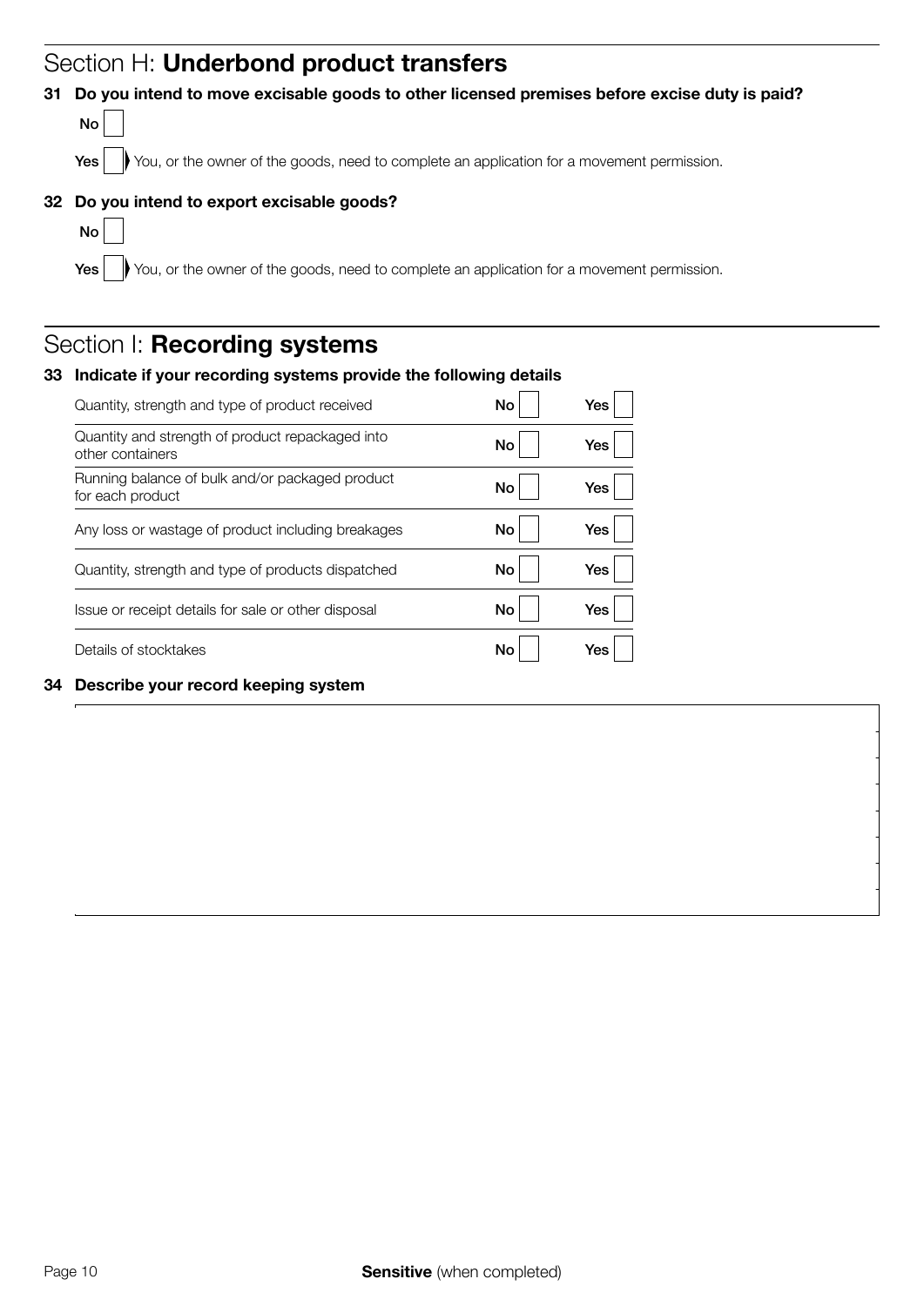## Section H: **Underbond product transfers**

**31 Do you intend to move excisable goods to other licensed premises before excise duty is paid?**

No ☐

Yes ☐ You, or the owner of the goods, need to complete an application for a movement permission.

**32 Do you intend to export excisable goods?**

No ☐

Yes ☐ You, or the owner of the goods, need to complete an application for a movement permission.

## Section I: **Recording systems**

**33 Indicate if your recording systems provide the following details**

| | | |
|---|---|---|
| Quantity, strength and type of product received | No ☐ | Yes ☐ |
| Quantity and strength of product repackaged into other containers | No ☐ | Yes ☐ |
| Running balance of bulk and/or packaged product for each product | No ☐ | Yes ☐ |
| Any loss or wastage of product including breakages | No ☐ | Yes ☐ |
| Quantity, strength and type of products dispatched | No ☐ | Yes ☐ |
| Issue or receipt details for sale or other disposal | No ☐ | Yes ☐ |
| Details of stocktakes | No ☐ | Yes ☐ |

**34 Describe your record keeping system**

**Sensitive** (when completed)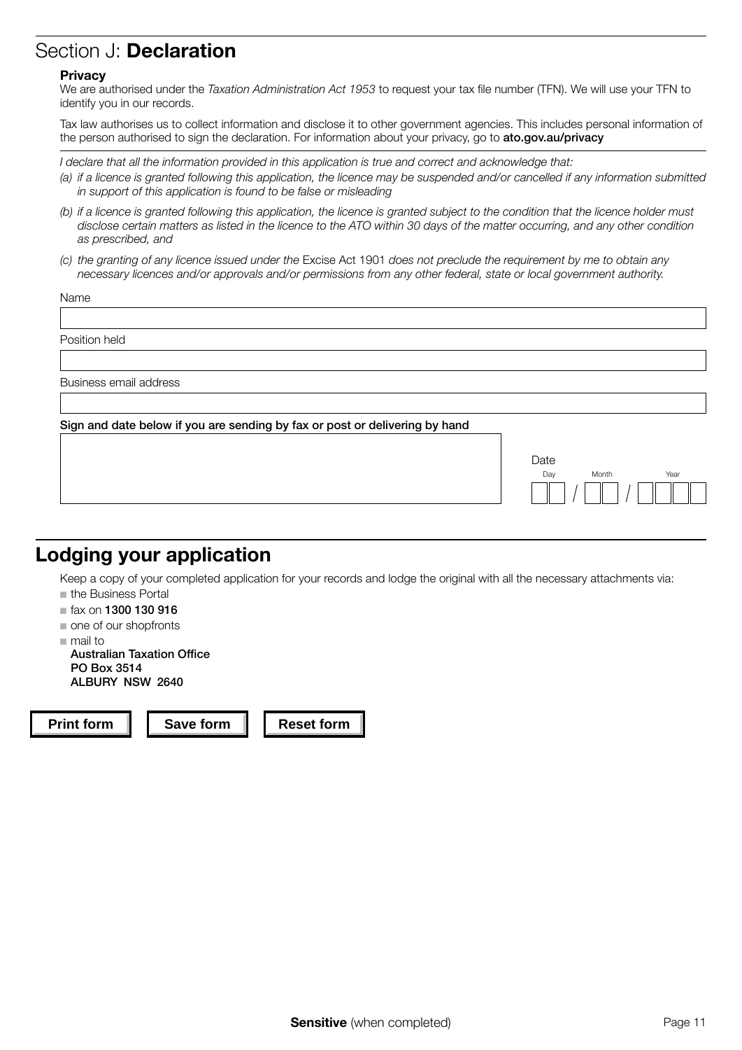## Section J: **Declaration**

**Privacy**

We are authorised under the *Taxation Administration Act 1953* to request your tax file number (TFN). We will use your TFN to identify you in our records.

Tax law authorises us to collect information and disclose it to other government agencies. This includes personal information of the person authorised to sign the declaration. For information about your privacy, go to **ato.gov.au/privacy**

*I declare that all the information provided in this application is true and correct and acknowledge that:*

*(a) if a licence is granted following this application, the licence may be suspended and/or cancelled if any information submitted in support of this application is found to be false or misleading*

*(b) if a licence is granted following this application, the licence is granted subject to the condition that the licence holder must disclose certain matters as listed in the licence to the ATO within 30 days of the matter occurring, and any other condition as prescribed, and*

*(c) the granting of any licence issued under the* Excise Act 1901 *does not preclude the requirement by me to obtain any necessary licences and/or approvals and/or permissions from any other federal, state or local government authority.*

Name

Position held

Business email address

**Sign and date below if you are sending by fax or post or delivering by hand**

Date
Day / Month / Year

## Lodging your application

Keep a copy of your completed application for your records and lodge the original with all the necessary attachments via:

- the Business Portal
- fax on **1300 130 916**
- one of our shopfronts
- mail to
  **Australian Taxation Office**
  **PO Box 3514**
  **ALBURY NSW 2640**

**Print form** **Save form** **Reset form**

**Sensitive** (when completed)